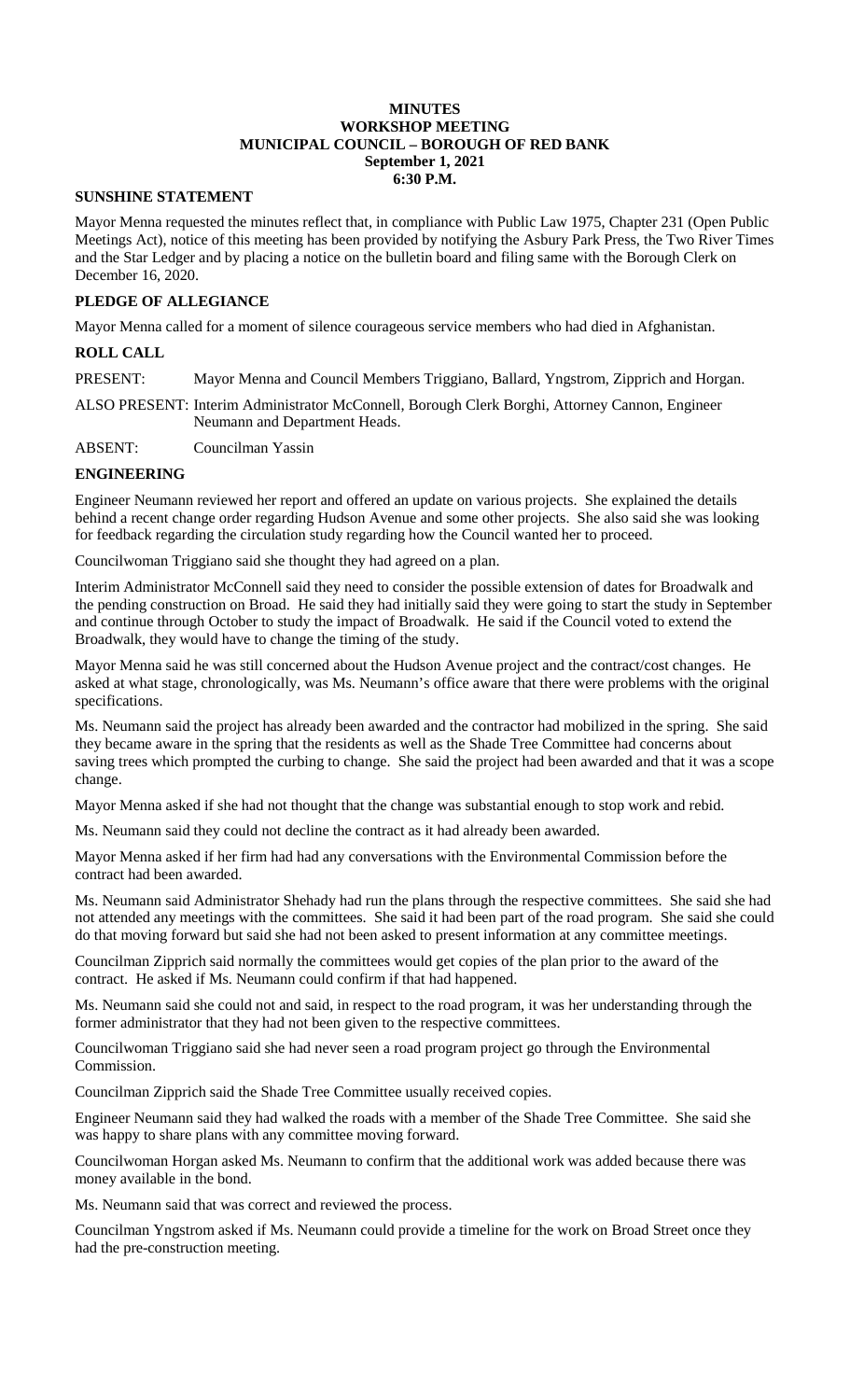**MINUTES**
**WORKSHOP MEETING**
**MUNICIPAL COUNCIL – BOROUGH OF RED BANK**
**September 1, 2021**
**6:30 P.M.**

## SUNSHINE STATEMENT

Mayor Menna requested the minutes reflect that, in compliance with Public Law 1975, Chapter 231 (Open Public Meetings Act), notice of this meeting has been provided by notifying the Asbury Park Press, the Two River Times and the Star Ledger and by placing a notice on the bulletin board and filing same with the Borough Clerk on December 16, 2020.

## PLEDGE OF ALLEGIANCE

Mayor Menna called for a moment of silence courageous service members who had died in Afghanistan.

## ROLL CALL

PRESENT: Mayor Menna and Council Members Triggiano, Ballard, Yngstrom, Zipprich and Horgan.

ALSO PRESENT: Interim Administrator McConnell, Borough Clerk Borghi, Attorney Cannon, Engineer Neumann and Department Heads.

ABSENT: Councilman Yassin

## ENGINEERING

Engineer Neumann reviewed her report and offered an update on various projects. She explained the details behind a recent change order regarding Hudson Avenue and some other projects. She also said she was looking for feedback regarding the circulation study regarding how the Council wanted her to proceed.

Councilwoman Triggiano said she thought they had agreed on a plan.

Interim Administrator McConnell said they need to consider the possible extension of dates for Broadwalk and the pending construction on Broad. He said they had initially said they were going to start the study in September and continue through October to study the impact of Broadwalk. He said if the Council voted to extend the Broadwalk, they would have to change the timing of the study.

Mayor Menna said he was still concerned about the Hudson Avenue project and the contract/cost changes. He asked at what stage, chronologically, was Ms. Neumann's office aware that there were problems with the original specifications.

Ms. Neumann said the project has already been awarded and the contractor had mobilized in the spring. She said they became aware in the spring that the residents as well as the Shade Tree Committee had concerns about saving trees which prompted the curbing to change. She said the project had been awarded and that it was a scope change.

Mayor Menna asked if she had not thought that the change was substantial enough to stop work and rebid.

Ms. Neumann said they could not decline the contract as it had already been awarded.

Mayor Menna asked if her firm had had any conversations with the Environmental Commission before the contract had been awarded.

Ms. Neumann said Administrator Shehady had run the plans through the respective committees. She said she had not attended any meetings with the committees. She said it had been part of the road program. She said she could do that moving forward but said she had not been asked to present information at any committee meetings.

Councilman Zipprich said normally the committees would get copies of the plan prior to the award of the contract. He asked if Ms. Neumann could confirm if that had happened.

Ms. Neumann said she could not and said, in respect to the road program, it was her understanding through the former administrator that they had not been given to the respective committees.

Councilwoman Triggiano said she had never seen a road program project go through the Environmental Commission.

Councilman Zipprich said the Shade Tree Committee usually received copies.

Engineer Neumann said they had walked the roads with a member of the Shade Tree Committee. She said she was happy to share plans with any committee moving forward.

Councilwoman Horgan asked Ms. Neumann to confirm that the additional work was added because there was money available in the bond.

Ms. Neumann said that was correct and reviewed the process.

Councilman Yngstrom asked if Ms. Neumann could provide a timeline for the work on Broad Street once they had the pre-construction meeting.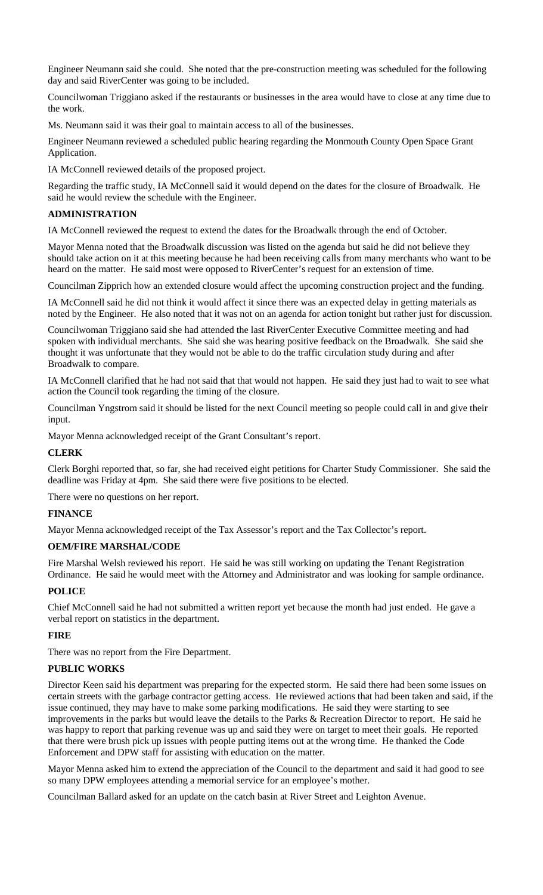Engineer Neumann said she could. She noted that the pre-construction meeting was scheduled for the following day and said RiverCenter was going to be included.

Councilwoman Triggiano asked if the restaurants or businesses in the area would have to close at any time due to the work.

Ms. Neumann said it was their goal to maintain access to all of the businesses.

Engineer Neumann reviewed a scheduled public hearing regarding the Monmouth County Open Space Grant Application.

IA McConnell reviewed details of the proposed project.

Regarding the traffic study, IA McConnell said it would depend on the dates for the closure of Broadwalk. He said he would review the schedule with the Engineer.

**ADMINISTRATION**

IA McConnell reviewed the request to extend the dates for the Broadwalk through the end of October.

Mayor Menna noted that the Broadwalk discussion was listed on the agenda but said he did not believe they should take action on it at this meeting because he had been receiving calls from many merchants who want to be heard on the matter. He said most were opposed to RiverCenter's request for an extension of time.

Councilman Zipprich how an extended closure would affect the upcoming construction project and the funding.

IA McConnell said he did not think it would affect it since there was an expected delay in getting materials as noted by the Engineer. He also noted that it was not on an agenda for action tonight but rather just for discussion.

Councilwoman Triggiano said she had attended the last RiverCenter Executive Committee meeting and had spoken with individual merchants. She said she was hearing positive feedback on the Broadwalk. She said she thought it was unfortunate that they would not be able to do the traffic circulation study during and after Broadwalk to compare.

IA McConnell clarified that he had not said that that would not happen. He said they just had to wait to see what action the Council took regarding the timing of the closure.

Councilman Yngstrom said it should be listed for the next Council meeting so people could call in and give their input.

Mayor Menna acknowledged receipt of the Grant Consultant's report.

**CLERK**

Clerk Borghi reported that, so far, she had received eight petitions for Charter Study Commissioner. She said the deadline was Friday at 4pm. She said there were five positions to be elected.

There were no questions on her report.

**FINANCE**

Mayor Menna acknowledged receipt of the Tax Assessor's report and the Tax Collector's report.

**OEM/FIRE MARSHAL/CODE**

Fire Marshal Welsh reviewed his report. He said he was still working on updating the Tenant Registration Ordinance. He said he would meet with the Attorney and Administrator and was looking for sample ordinance.

**POLICE**

Chief McConnell said he had not submitted a written report yet because the month had just ended. He gave a verbal report on statistics in the department.

**FIRE**

There was no report from the Fire Department.

**PUBLIC WORKS**

Director Keen said his department was preparing for the expected storm. He said there had been some issues on certain streets with the garbage contractor getting access. He reviewed actions that had been taken and said, if the issue continued, they may have to make some parking modifications. He said they were starting to see improvements in the parks but would leave the details to the Parks & Recreation Director to report. He said he was happy to report that parking revenue was up and said they were on target to meet their goals. He reported that there were brush pick up issues with people putting items out at the wrong time. He thanked the Code Enforcement and DPW staff for assisting with education on the matter.

Mayor Menna asked him to extend the appreciation of the Council to the department and said it had good to see so many DPW employees attending a memorial service for an employee's mother.

Councilman Ballard asked for an update on the catch basin at River Street and Leighton Avenue.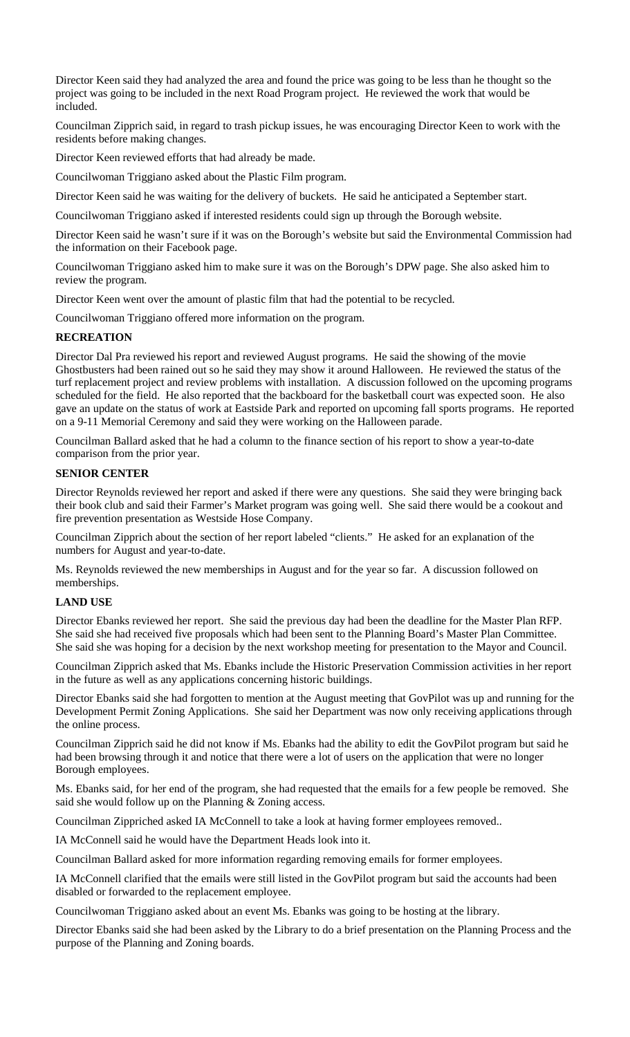Director Keen said they had analyzed the area and found the price was going to be less than he thought so the project was going to be included in the next Road Program project. He reviewed the work that would be included.

Councilman Zipprich said, in regard to trash pickup issues, he was encouraging Director Keen to work with the residents before making changes.

Director Keen reviewed efforts that had already be made.

Councilwoman Triggiano asked about the Plastic Film program.

Director Keen said he was waiting for the delivery of buckets. He said he anticipated a September start.

Councilwoman Triggiano asked if interested residents could sign up through the Borough website.

Director Keen said he wasn't sure if it was on the Borough's website but said the Environmental Commission had the information on their Facebook page.

Councilwoman Triggiano asked him to make sure it was on the Borough's DPW page. She also asked him to review the program.

Director Keen went over the amount of plastic film that had the potential to be recycled.

Councilwoman Triggiano offered more information on the program.

**RECREATION**

Director Dal Pra reviewed his report and reviewed August programs. He said the showing of the movie Ghostbusters had been rained out so he said they may show it around Halloween. He reviewed the status of the turf replacement project and review problems with installation. A discussion followed on the upcoming programs scheduled for the field. He also reported that the backboard for the basketball court was expected soon. He also gave an update on the status of work at Eastside Park and reported on upcoming fall sports programs. He reported on a 9-11 Memorial Ceremony and said they were working on the Halloween parade.

Councilman Ballard asked that he had a column to the finance section of his report to show a year-to-date comparison from the prior year.

**SENIOR CENTER**

Director Reynolds reviewed her report and asked if there were any questions. She said they were bringing back their book club and said their Farmer's Market program was going well. She said there would be a cookout and fire prevention presentation as Westside Hose Company.

Councilman Zipprich about the section of her report labeled "clients." He asked for an explanation of the numbers for August and year-to-date.

Ms. Reynolds reviewed the new memberships in August and for the year so far. A discussion followed on memberships.

**LAND USE**

Director Ebanks reviewed her report. She said the previous day had been the deadline for the Master Plan RFP. She said she had received five proposals which had been sent to the Planning Board's Master Plan Committee. She said she was hoping for a decision by the next workshop meeting for presentation to the Mayor and Council.

Councilman Zipprich asked that Ms. Ebanks include the Historic Preservation Commission activities in her report in the future as well as any applications concerning historic buildings.

Director Ebanks said she had forgotten to mention at the August meeting that GovPilot was up and running for the Development Permit Zoning Applications. She said her Department was now only receiving applications through the online process.

Councilman Zipprich said he did not know if Ms. Ebanks had the ability to edit the GovPilot program but said he had been browsing through it and notice that there were a lot of users on the application that were no longer Borough employees.

Ms. Ebanks said, for her end of the program, she had requested that the emails for a few people be removed. She said she would follow up on the Planning & Zoning access.

Councilman Zippriched asked IA McConnell to take a look at having former employees removed..

IA McConnell said he would have the Department Heads look into it.

Councilman Ballard asked for more information regarding removing emails for former employees.

IA McConnell clarified that the emails were still listed in the GovPilot program but said the accounts had been disabled or forwarded to the replacement employee.

Councilwoman Triggiano asked about an event Ms. Ebanks was going to be hosting at the library.

Director Ebanks said she had been asked by the Library to do a brief presentation on the Planning Process and the purpose of the Planning and Zoning boards.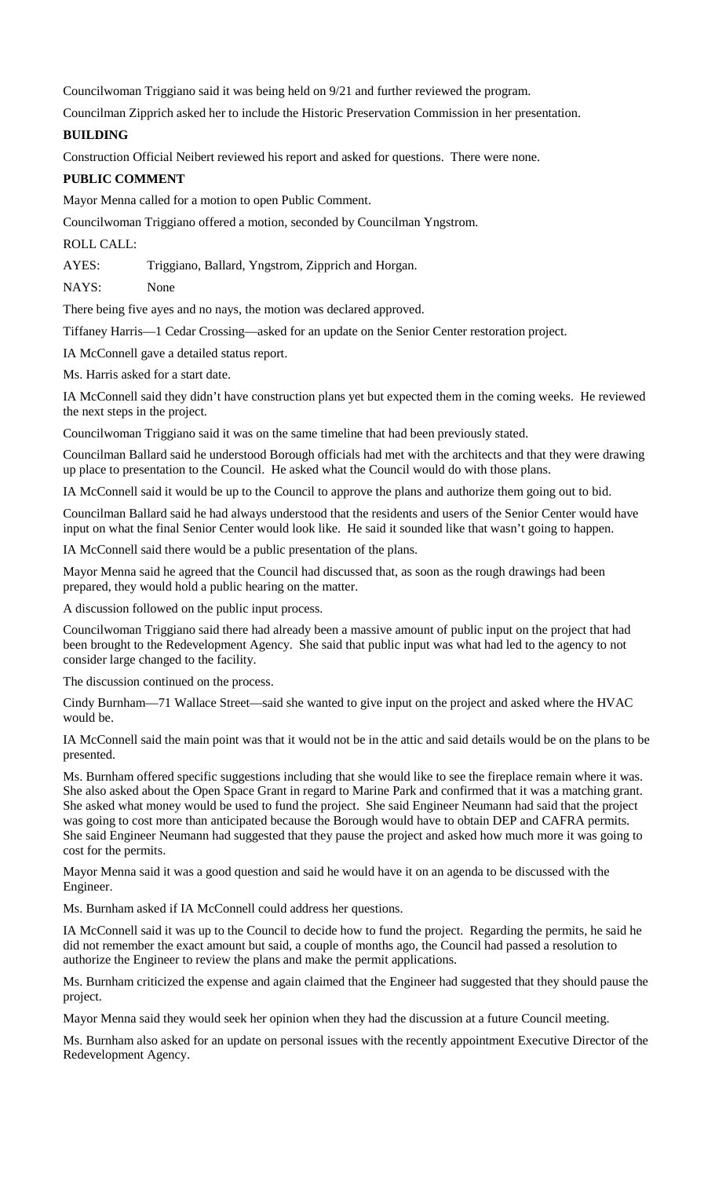Councilwoman Triggiano said it was being held on 9/21 and further reviewed the program.

Councilman Zipprich asked her to include the Historic Preservation Commission in her presentation.

**BUILDING**

Construction Official Neibert reviewed his report and asked for questions. There were none.

**PUBLIC COMMENT**

Mayor Menna called for a motion to open Public Comment.

Councilwoman Triggiano offered a motion, seconded by Councilman Yngstrom.

ROLL CALL:

AYES: Triggiano, Ballard, Yngstrom, Zipprich and Horgan.

NAYS: None

There being five ayes and no nays, the motion was declared approved.

Tiffaney Harris—1 Cedar Crossing—asked for an update on the Senior Center restoration project.

IA McConnell gave a detailed status report.

Ms. Harris asked for a start date.

IA McConnell said they didn't have construction plans yet but expected them in the coming weeks. He reviewed the next steps in the project.

Councilwoman Triggiano said it was on the same timeline that had been previously stated.

Councilman Ballard said he understood Borough officials had met with the architects and that they were drawing up place to presentation to the Council. He asked what the Council would do with those plans.

IA McConnell said it would be up to the Council to approve the plans and authorize them going out to bid.

Councilman Ballard said he had always understood that the residents and users of the Senior Center would have input on what the final Senior Center would look like. He said it sounded like that wasn't going to happen.

IA McConnell said there would be a public presentation of the plans.

Mayor Menna said he agreed that the Council had discussed that, as soon as the rough drawings had been prepared, they would hold a public hearing on the matter.

A discussion followed on the public input process.

Councilwoman Triggiano said there had already been a massive amount of public input on the project that had been brought to the Redevelopment Agency. She said that public input was what had led to the agency to not consider large changed to the facility.

The discussion continued on the process.

Cindy Burnham—71 Wallace Street—said she wanted to give input on the project and asked where the HVAC would be.

IA McConnell said the main point was that it would not be in the attic and said details would be on the plans to be presented.

Ms. Burnham offered specific suggestions including that she would like to see the fireplace remain where it was. She also asked about the Open Space Grant in regard to Marine Park and confirmed that it was a matching grant. She asked what money would be used to fund the project. She said Engineer Neumann had said that the project was going to cost more than anticipated because the Borough would have to obtain DEP and CAFRA permits. She said Engineer Neumann had suggested that they pause the project and asked how much more it was going to cost for the permits.

Mayor Menna said it was a good question and said he would have it on an agenda to be discussed with the Engineer.

Ms. Burnham asked if IA McConnell could address her questions.

IA McConnell said it was up to the Council to decide how to fund the project. Regarding the permits, he said he did not remember the exact amount but said, a couple of months ago, the Council had passed a resolution to authorize the Engineer to review the plans and make the permit applications.

Ms. Burnham criticized the expense and again claimed that the Engineer had suggested that they should pause the project.

Mayor Menna said they would seek her opinion when they had the discussion at a future Council meeting.

Ms. Burnham also asked for an update on personal issues with the recently appointment Executive Director of the Redevelopment Agency.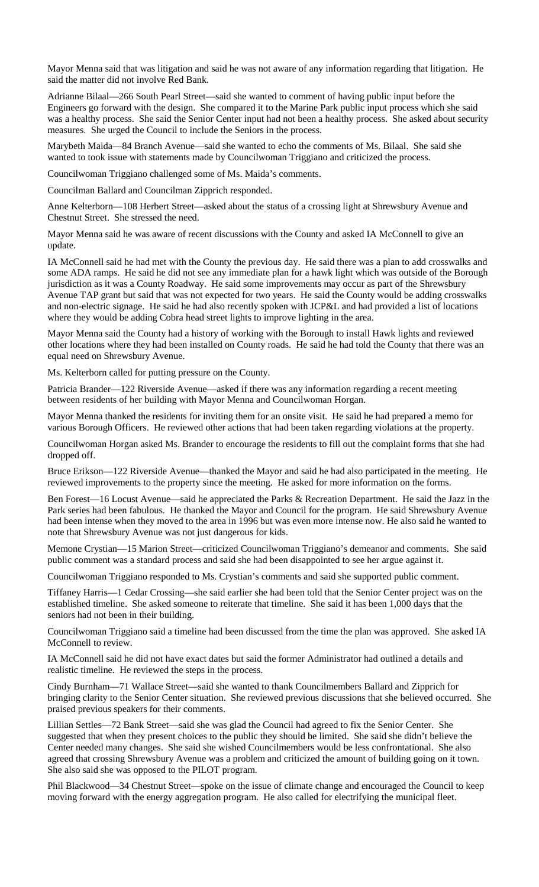Mayor Menna said that was litigation and said he was not aware of any information regarding that litigation. He said the matter did not involve Red Bank.

Adrianne Bilaal—266 South Pearl Street—said she wanted to comment of having public input before the Engineers go forward with the design. She compared it to the Marine Park public input process which she said was a healthy process. She said the Senior Center input had not been a healthy process. She asked about security measures. She urged the Council to include the Seniors in the process.

Marybeth Maida—84 Branch Avenue—said she wanted to echo the comments of Ms. Bilaal. She said she wanted to took issue with statements made by Councilwoman Triggiano and criticized the process.

Councilwoman Triggiano challenged some of Ms. Maida's comments.

Councilman Ballard and Councilman Zipprich responded.

Anne Kelterborn—108 Herbert Street—asked about the status of a crossing light at Shrewsbury Avenue and Chestnut Street. She stressed the need.

Mayor Menna said he was aware of recent discussions with the County and asked IA McConnell to give an update.

IA McConnell said he had met with the County the previous day. He said there was a plan to add crosswalks and some ADA ramps. He said he did not see any immediate plan for a hawk light which was outside of the Borough jurisdiction as it was a County Roadway. He said some improvements may occur as part of the Shrewsbury Avenue TAP grant but said that was not expected for two years. He said the County would be adding crosswalks and non-electric signage. He said he had also recently spoken with JCP&L and had provided a list of locations where they would be adding Cobra head street lights to improve lighting in the area.

Mayor Menna said the County had a history of working with the Borough to install Hawk lights and reviewed other locations where they had been installed on County roads. He said he had told the County that there was an equal need on Shrewsbury Avenue.

Ms. Kelterborn called for putting pressure on the County.

Patricia Brander—122 Riverside Avenue—asked if there was any information regarding a recent meeting between residents of her building with Mayor Menna and Councilwoman Horgan.

Mayor Menna thanked the residents for inviting them for an onsite visit. He said he had prepared a memo for various Borough Officers. He reviewed other actions that had been taken regarding violations at the property.

Councilwoman Horgan asked Ms. Brander to encourage the residents to fill out the complaint forms that she had dropped off.

Bruce Erikson—122 Riverside Avenue—thanked the Mayor and said he had also participated in the meeting. He reviewed improvements to the property since the meeting. He asked for more information on the forms.

Ben Forest—16 Locust Avenue—said he appreciated the Parks & Recreation Department. He said the Jazz in the Park series had been fabulous. He thanked the Mayor and Council for the program. He said Shrewsbury Avenue had been intense when they moved to the area in 1996 but was even more intense now. He also said he wanted to note that Shrewsbury Avenue was not just dangerous for kids.

Memone Crystian—15 Marion Street—criticized Councilwoman Triggiano's demeanor and comments. She said public comment was a standard process and said she had been disappointed to see her argue against it.

Councilwoman Triggiano responded to Ms. Crystian's comments and said she supported public comment.

Tiffaney Harris—1 Cedar Crossing—she said earlier she had been told that the Senior Center project was on the established timeline. She asked someone to reiterate that timeline. She said it has been 1,000 days that the seniors had not been in their building.

Councilwoman Triggiano said a timeline had been discussed from the time the plan was approved. She asked IA McConnell to review.

IA McConnell said he did not have exact dates but said the former Administrator had outlined a details and realistic timeline. He reviewed the steps in the process.

Cindy Burnham—71 Wallace Street—said she wanted to thank Councilmembers Ballard and Zipprich for bringing clarity to the Senior Center situation. She reviewed previous discussions that she believed occurred. She praised previous speakers for their comments.

Lillian Settles—72 Bank Street—said she was glad the Council had agreed to fix the Senior Center. She suggested that when they present choices to the public they should be limited. She said she didn't believe the Center needed many changes. She said she wished Councilmembers would be less confrontational. She also agreed that crossing Shrewsbury Avenue was a problem and criticized the amount of building going on it town. She also said she was opposed to the PILOT program.

Phil Blackwood—34 Chestnut Street—spoke on the issue of climate change and encouraged the Council to keep moving forward with the energy aggregation program. He also called for electrifying the municipal fleet.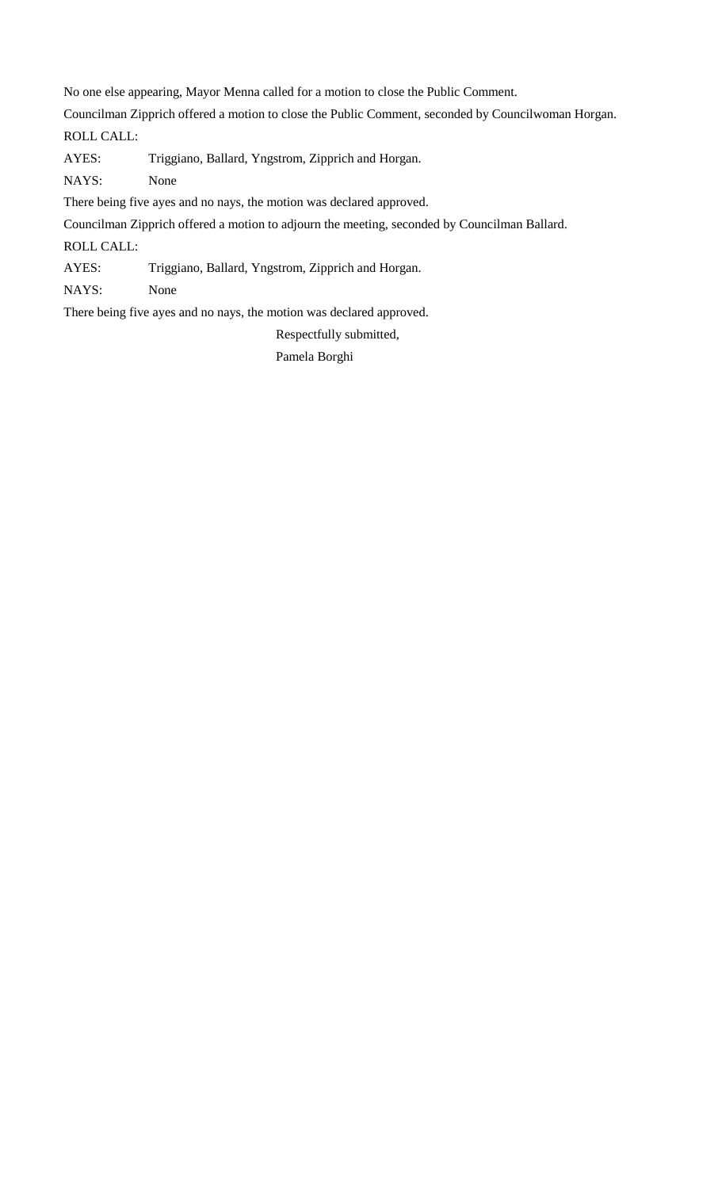No one else appearing, Mayor Menna called for a motion to close the Public Comment.

Councilman Zipprich offered a motion to close the Public Comment, seconded by Councilwoman Horgan.

ROLL CALL:

AYES: Triggiano, Ballard, Yngstrom, Zipprich and Horgan.

NAYS: None

There being five ayes and no nays, the motion was declared approved.

Councilman Zipprich offered a motion to adjourn the meeting, seconded by Councilman Ballard.

ROLL CALL:

AYES: Triggiano, Ballard, Yngstrom, Zipprich and Horgan.

NAYS: None

There being five ayes and no nays, the motion was declared approved.

Respectfully submitted,

Pamela Borghi